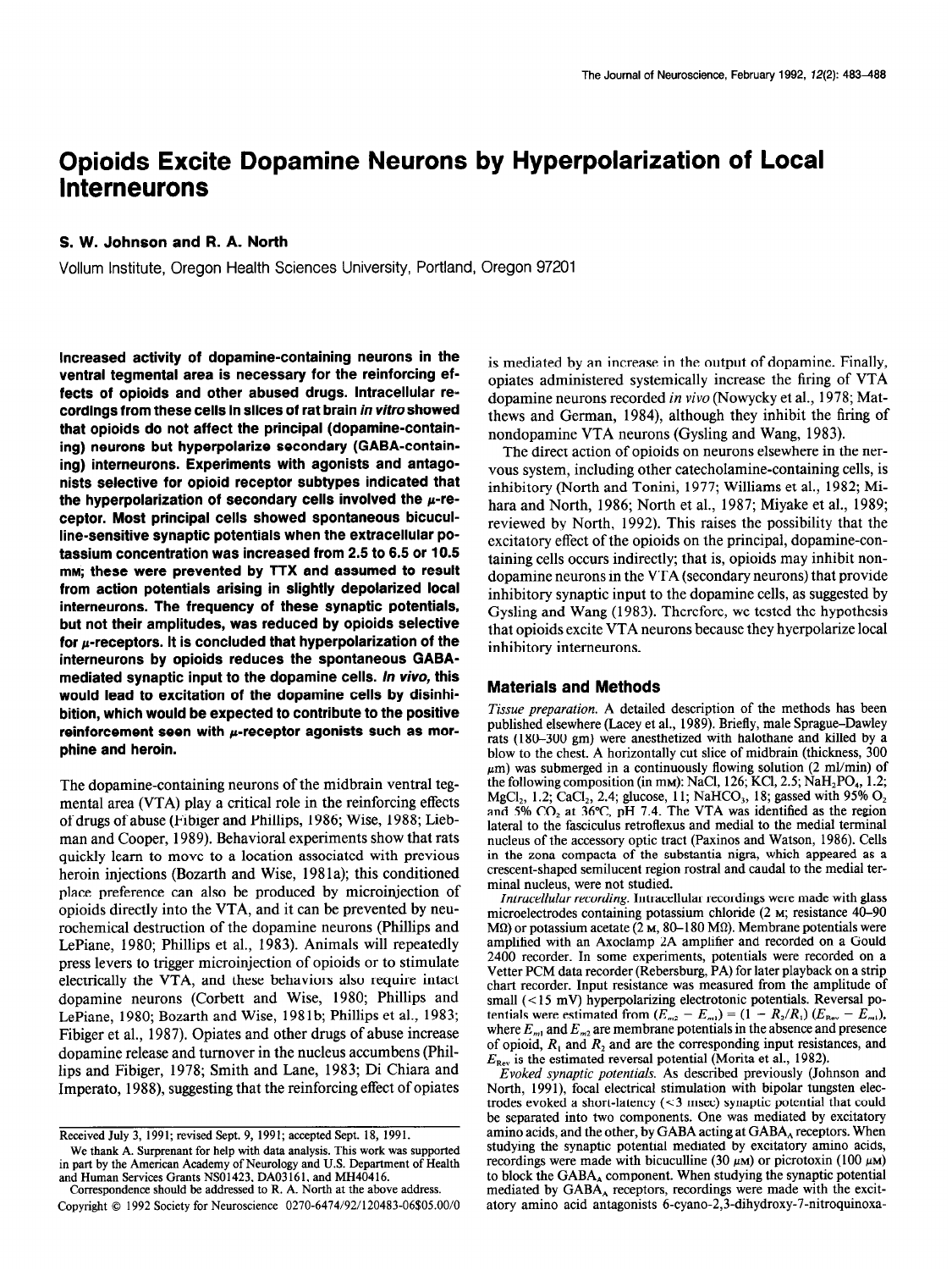# Opioids Excite Dopamine Neurons by Hyperpolarization of Local Interneurons

**S. W. Johnson and R. A. North**

Vollum Institute, Oregon Health Sciences University, Portland, Oregon 97201

**Increased activity of dopamine-containing neurons in the ventral tegmental area is necessary for the reinforcing effects of opioids and other abused drugs. Intracellular recordings from these cells in slices of rat brain *in vitro* showed that opioids do not affect the principal (dopamine-containing) neurons but hyperpolarize secondary (GABA-containing) interneurons. Experiments with agonists and antagonists selective for opioid receptor subtypes indicated that the hyperpolarization of secondary cells involved the μ-receptor. Most principal cells showed spontaneous bicuculline-sensitive synaptic potentials when the extracellular potassium concentration was increased from 2.5 to 6.5 or 10.5 mM; these were prevented by TTX and assumed to result from action potentials arising in slightly depolarized local interneurons. The frequency of these synaptic potentials, but not their amplitudes, was reduced by opioids selective for μ-receptors. It is concluded that hyperpolarization of the interneurons by opioids reduces the spontaneous GABA-mediated synaptic input to the dopamine cells. *In vivo*, this would lead to excitation of the dopamine cells by disinhibition, which would be expected to contribute to the positive reinforcement seen with μ-receptor agonists such as morphine and heroin.**

The dopamine-containing neurons of the midbrain ventral tegmental area (VTA) play a critical role in the reinforcing effects of drugs of abuse (Fibiger and Phillips, 1986; Wise, 1988; Liebman and Cooper, 1989). Behavioral experiments show that rats quickly learn to move to a location associated with previous heroin injections (Bozarth and Wise, 1981a); this conditioned place preference can also be produced by microinjection of opioids directly into the VTA, and it can be prevented by neurochemical destruction of the dopamine neurons (Phillips and LePiane, 1980; Phillips et al., 1983). Animals will repeatedly press levers to trigger microinjection of opioids or to stimulate electrically the VTA, and these behaviors also require intact dopamine neurons (Corbett and Wise, 1980; Phillips and LePiane, 1980; Bozarth and Wise, 1981b; Phillips et al., 1983; Fibiger et al., 1987). Opiates and other drugs of abuse increase dopamine release and turnover in the nucleus accumbens (Phillips and Fibiger, 1978; Smith and Lane, 1983; Di Chiara and Imperato, 1988), suggesting that the reinforcing effect of opiates is mediated by an increase in the output of dopamine. Finally, opiates administered systemically increase the firing of VTA dopamine neurons recorded *in vivo* (Nowycky et al., 1978; Matthews and German, 1984), although they inhibit the firing of nondopamine VTA neurons (Gysling and Wang, 1983).

The direct action of opioids on neurons elsewhere in the nervous system, including other catecholamine-containing cells, is inhibitory (North and Tonini, 1977; Williams et al., 1982; Mihara and North, 1986; North et al., 1987; Miyake et al., 1989; reviewed by North, 1992). This raises the possibility that the excitatory effect of the opioids on the principal, dopamine-containing cells occurs indirectly; that is, opioids may inhibit nondopamine neurons in the VTA (secondary neurons) that provide inhibitory synaptic input to the dopamine cells, as suggested by Gysling and Wang (1983). Therefore, we tested the hypothesis that opioids excite VTA neurons because they hyerpolarize local inhibitory interneurons.

## Materials and Methods

*Tissue preparation.* A detailed description of the methods has been published elsewhere (Lacey et al., 1989). Briefly, male Sprague-Dawley rats (180–300 gm) were anesthetized with halothane and killed by a blow to the chest. A horizontally cut slice of midbrain (thickness, 300 μm) was submerged in a continuously flowing solution (2 ml/min) of the following composition (in mM): NaCl, 126; KCl, 2.5; $NaH_2PO_4$, 1.2; $MgCl_2$, 1.2; $CaCl_2$, 2.4; glucose, 11; $NaHCO_3$, 18; gassed with 95% $O_2$ and 5% $CO_2$ at 36°C, pH 7.4. The VTA was identified as the region lateral to the fasciculus retroflexus and medial to the medial terminal nucleus of the accessory optic tract (Paxinos and Watson, 1986). Cells in the zona compacta of the substantia nigra, which appeared as a crescent-shaped semilucent region rostral and caudal to the medial terminal nucleus, were not studied.

*Intracellular recording.* Intracellular recordings were made with glass microelectrodes containing potassium chloride (2 M; resistance 40–90 MΩ) or potassium acetate (2 M, 80–180 MΩ). Membrane potentials were amplified with an Axoclamp 2A amplifier and recorded on a Gould 2400 recorder. In some experiments, potentials were recorded on a Vetter PCM data recorder (Rebersburg, PA) for later playback on a strip chart recorder. Input resistance was measured from the amplitude of small (<15 mV) hyperpolarizing electrotonic potentials. Reversal potentials were estimated from $(E_{m2} - E_{m1}) = (1 - R_2/R_1)(E_{Rev} - E_{m1})$, where $E_{m1}$ and $E_{m2}$ are membrane potentials in the absence and presence of opioid, $R_1$ and $R_2$ and are the corresponding input resistances, and $E_{Rev}$ is the estimated reversal potential (Morita et al., 1982).

*Evoked synaptic potentials.* As described previously (Johnson and North, 1991), focal electrical stimulation with bipolar tungsten electrodes evoked a short-latency (<3 msec) synaptic potential that could be separated into two components. One was mediated by excitatory amino acids, and the other, by GABA acting at $GABA_A$ receptors. When studying the synaptic potential mediated by excitatory amino acids, recordings were made with bicuculline (30 μM) or picrotoxin (100 μM) to block the $GABA_A$ component. When studying the synaptic potential mediated by $GABA_A$ receptors, recordings were made with the excitatory amino acid antagonists 6-cyano-2,3-dihydroxy-7-nitroquinoxa-

Received July 3, 1991; revised Sept. 9, 1991; accepted Sept. 18, 1991.

We thank A. Surprenant for help with data analysis. This work was supported in part by the American Academy of Neurology and U.S. Department of Health and Human Services Grants NS01423, DA03161, and MH40416.

Correspondence should be addressed to R. A. North at the above address.

Copyright © 1992 Society for Neuroscience 0270-6474/92/120483-06$05.00/0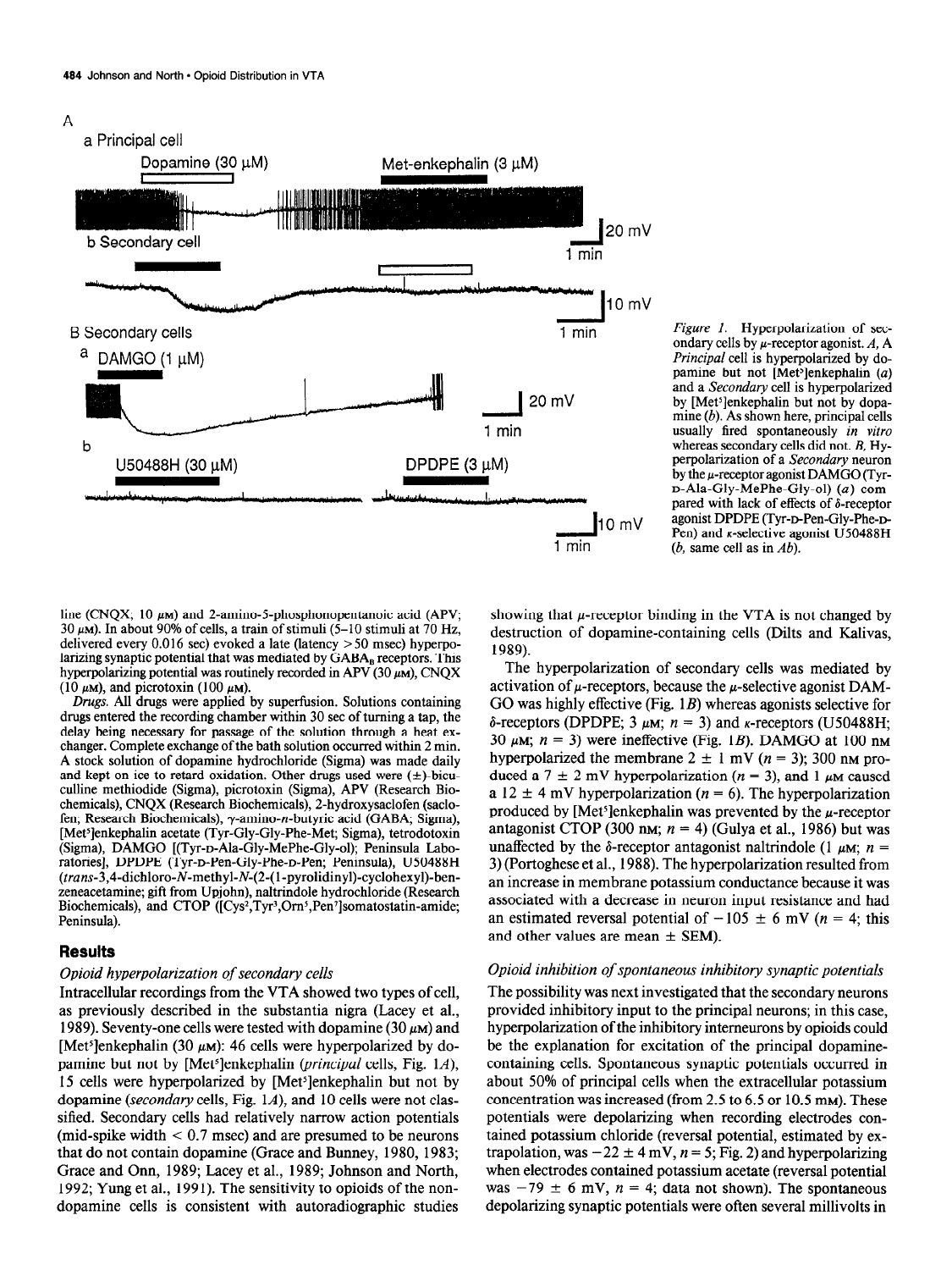A

a Principal cell

Dopamine (30 μM)

Met-enkephalin (3 μM)

20 mV

1 min

b Secondary cell

10 mV

1 min

B Secondary cells

a DAMGO (1 μM)

20 mV

1 min

b

U50488H (30 μM)

DPDPE (3 μM)

10 mV

1 min

*Figure 1.* Hyperpolarization of secondary cells by μ-receptor agonist. *A*, A *Principal* cell is hyperpolarized by dopamine but not [Met[5]]enkephalin (*a*) and a *Secondary* cell is hyperpolarized by [Met[5]]enkephalin but not by dopamine (*b*). As shown here, principal cells usually fired spontaneously *in vitro* whereas secondary cells did not. *B*, Hyperpolarization of a *Secondary* neuron by the μ-receptor agonist DAMGO (Tyr-D-Ala-Gly-MePhe-Gly-ol) (*a*) compared with lack of effects of δ-receptor agonist DPDPE (Tyr-D-Pen-Gly-Phe-D-Pen) and κ-selective agonist U50488H (*b*, same cell as in *Ab*).

line (CNQX; 10 μM) and 2-amino-5-phosphonopentanoic acid (APV; 30 μM). In about 90% of cells, a train of stimuli (5–10 stimuli at 70 Hz, delivered every 0.016 sec) evoked a late (latency >50 msec) hyperpolarizing synaptic potential that was mediated by $GABA_B$ receptors. This hyperpolarizing potential was routinely recorded in APV (30 μM), CNQX (10 μM), and picrotoxin (100 μM).

*Drugs.* All drugs were applied by superfusion. Solutions containing drugs entered the recording chamber within 30 sec of turning a tap, the delay being necessary for passage of the solution through a heat exchanger. Complete exchange of the bath solution occurred within 2 min. A stock solution of dopamine hydrochloride (Sigma) was made daily and kept on ice to retard oxidation. Other drugs used were (±)-bicuculline methiodide (Sigma), picrotoxin (Sigma), APV (Research Biochemicals), CNQX (Research Biochemicals), 2-hydroxysaclofen (saclofen, Research Biochemicals), γ-amino-*n*-butyric acid (GABA; Sigma), [Met[5]]enkephalin acetate (Tyr-Gly-Gly-Phe-Met; Sigma), tetrodotoxin (Sigma), DAMGO [(Tyr-D-Ala-Gly-MePhe-Gly-ol); Peninsula Laboratories], DPDPE (Tyr-D-Pen-Gly-Phe-D-Pen; Peninsula), U50488H (*trans*-3,4-dichloro-*N*-methyl-*N*-(2-(1-pyrolidinyl)-cyclohexyl)-benzeneacetamine; gift from Upjohn), naltrindole hydrochloride (Research Biochemicals), and CTOP ([Cys[2],Tyr[3],Orn[5],Pen[7]]somatostatin-amide; Peninsula).

## Results

### *Opioid hyperpolarization of secondary cells*

Intracellular recordings from the VTA showed two types of cell, as previously described in the substantia nigra (Lacey et al., 1989). Seventy-one cells were tested with dopamine (30 μM) and [Met[5]]enkephalin (30 μM): 46 cells were hyperpolarized by dopamine but not by [Met[5]]enkephalin (*principal* cells, Fig. 1*A*), 15 cells were hyperpolarized by [Met[5]]enkephalin but not by dopamine (*secondary* cells, Fig. 1*A*), and 10 cells were not classified. Secondary cells had relatively narrow action potentials (mid-spike width < 0.7 msec) and are presumed to be neurons that do not contain dopamine (Grace and Bunney, 1980, 1983; Grace and Onn, 1989; Lacey et al., 1989; Johnson and North, 1992; Yung et al., 1991). The sensitivity to opioids of the non-dopamine cells is consistent with autoradiographic studies showing that μ-receptor binding in the VTA is not changed by destruction of dopamine-containing cells (Dilts and Kalivas, 1989).

The hyperpolarization of secondary cells was mediated by activation of μ-receptors, because the μ-selective agonist DAMGO was highly effective (Fig. 1*B*) whereas agonists selective for δ-receptors (DPDPE; 3 μM; $n = 3$) and κ-receptors (U50488H; 30 μM; $n = 3$) were ineffective (Fig. 1*B*). DAMGO at 100 nM hyperpolarized the membrane 2 ± 1 mV ($n = 3$); 300 nM produced a 7 ± 2 mV hyperpolarization ($n = 3$), and 1 μM caused a 12 ± 4 mV hyperpolarization ($n = 6$). The hyperpolarization produced by [Met[5]]enkephalin was prevented by the μ-receptor antagonist CTOP (300 nM; $n = 4$) (Gulya et al., 1986) but was unaffected by the δ-receptor antagonist naltrindole (1 μM; $n = 3$) (Portoghese et al., 1988). The hyperpolarization resulted from an increase in membrane potassium conductance because it was associated with a decrease in neuron input resistance and had an estimated reversal potential of −105 ± 6 mV ($n = 4$; this and other values are mean ± SEM).

### *Opioid inhibition of spontaneous inhibitory synaptic potentials*

The possibility was next investigated that the secondary neurons provided inhibitory input to the principal neurons; in this case, hyperpolarization of the inhibitory interneurons by opioids could be the explanation for excitation of the principal dopamine-containing cells. Spontaneous synaptic potentials occurred in about 50% of principal cells when the extracellular potassium concentration was increased (from 2.5 to 6.5 or 10.5 mM). These potentials were depolarizing when recording electrodes contained potassium chloride (reversal potential, estimated by extrapolation, was −22 ± 4 mV, $n = 5$; Fig. 2) and hyperpolarizing when electrodes contained potassium acetate (reversal potential was −79 ± 6 mV, $n = 4$; data not shown). The spontaneous depolarizing synaptic potentials were often several millivolts in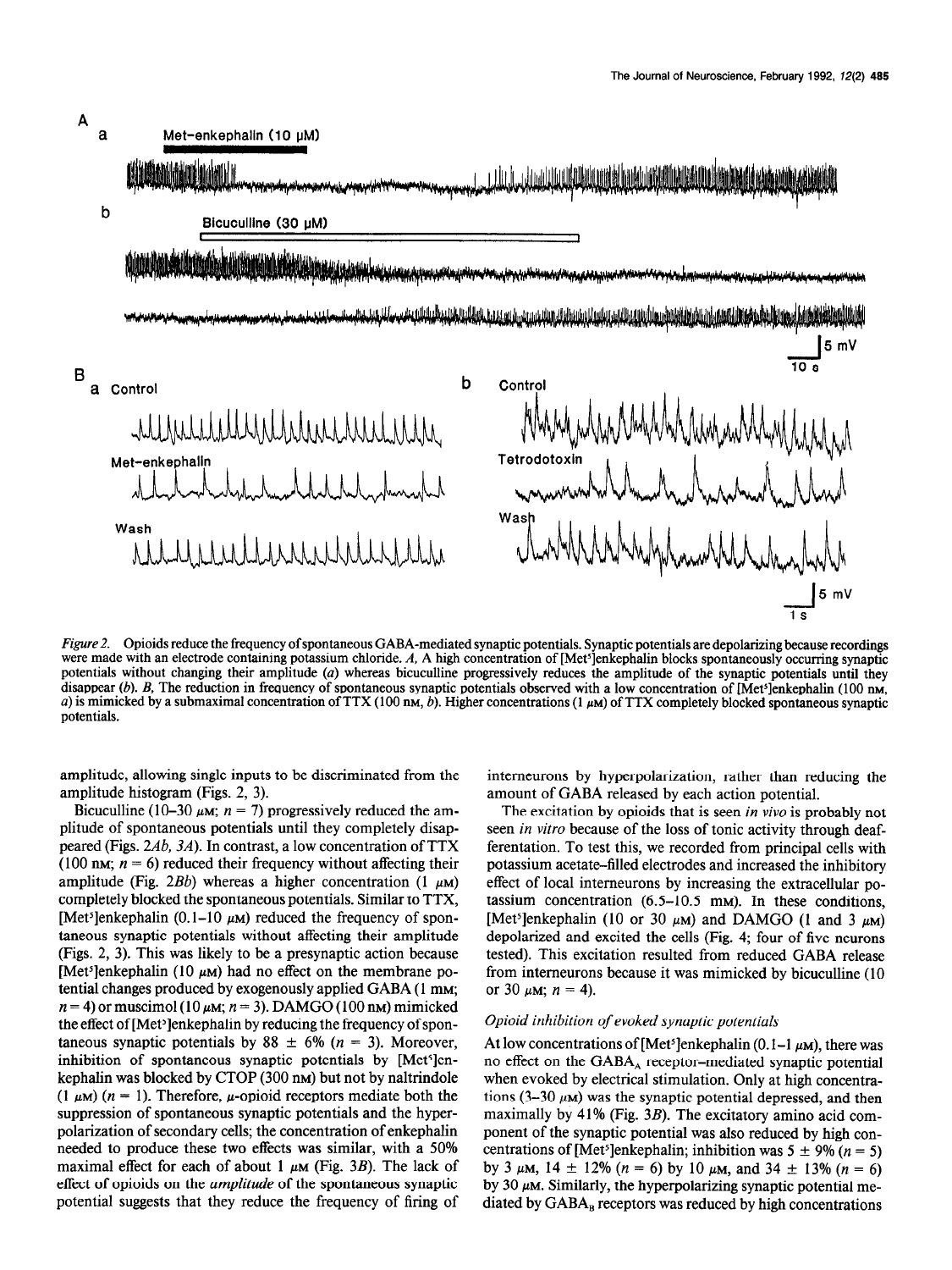A

a Met-enkephalin (10 μM)

b Bicuculline (30 μM)

5 mV

10 s

B

a Control

Met-enkephalin

Wash

b Control

Tetrodotoxin

Wash

5 mV

1 s

*Figure 2.* Opioids reduce the frequency of spontaneous GABA-mediated synaptic potentials. Synaptic potentials are depolarizing because recordings were made with an electrode containing potassium chloride. *A*, A high concentration of [Met[5]]enkephalin blocks spontaneously occurring synaptic potentials without changing their amplitude (*a*) whereas bicuculline progressively reduces the amplitude of the synaptic potentials until they disappear (*b*). *B*, The reduction in frequency of spontaneous synaptic potentials observed with a low concentration of [Met[5]]enkephalin (100 nM, *a*) is mimicked by a submaximal concentration of TTX (100 nM, *b*). Higher concentrations (1 μM) of TTX completely blocked spontaneous synaptic potentials.

amplitude, allowing single inputs to be discriminated from the amplitude histogram (Figs. 2, 3).

Bicuculline (10–30 μM; $n = 7$) progressively reduced the amplitude of spontaneous potentials until they completely disappeared (Figs. 2*Ab*, 3*A*). In contrast, a low concentration of TTX (100 nM; $n = 6$) reduced their frequency without affecting their amplitude (Fig. 2*Bb*) whereas a higher concentration (1 μM) completely blocked the spontaneous potentials. Similar to TTX, [Met[5]]enkephalin (0.1–10 μM) reduced the frequency of spontaneous synaptic potentials without affecting their amplitude (Figs. 2, 3). This was likely to be a presynaptic action because [Met[5]]enkephalin (10 μM) had no effect on the membrane potential changes produced by exogenously applied GABA (1 mM; $n = 4$) or muscimol (10 μM; $n = 3$). DAMGO (100 nM) mimicked the effect of [Met[5]]enkephalin by reducing the frequency of spontaneous synaptic potentials by 88 ± 6% ($n = 3$). Moreover, inhibition of spontaneous synaptic potentials by [Met[5]]enkephalin was blocked by CTOP (300 nM) but not by naltrindole (1 μM) ($n = 1$). Therefore, μ-opioid receptors mediate both the suppression of spontaneous synaptic potentials and the hyperpolarization of secondary cells; the concentration of enkephalin needed to produce these two effects was similar, with a 50% maximal effect for each of about 1 μM (Fig. 3*B*). The lack of effect of opioids on the *amplitude* of the spontaneous synaptic potential suggests that they reduce the frequency of firing of interneurons by hyperpolarization, rather than reducing the amount of GABA released by each action potential.

The excitation by opioids that is seen *in vivo* is probably not seen *in vitro* because of the loss of tonic activity through deafferentation. To test this, we recorded from principal cells with potassium acetate–filled electrodes and increased the inhibitory effect of local interneurons by increasing the extracellular potassium concentration (6.5–10.5 mM). In these conditions, [Met[5]]enkephalin (10 or 30 μM) and DAMGO (1 and 3 μM) depolarized and excited the cells (Fig. 4; four of five neurons tested). This excitation resulted from reduced GABA release from interneurons because it was mimicked by bicuculline (10 or 30 μM; $n = 4$).

### *Opioid inhibition of evoked synaptic potentials*

At low concentrations of [Met[5]]enkephalin (0.1–1 μM), there was no effect on the $GABA_A$ receptor-mediated synaptic potential when evoked by electrical stimulation. Only at high concentrations (3–30 μM) was the synaptic potential depressed, and then maximally by 41% (Fig. 3*B*). The excitatory amino acid component of the synaptic potential was also reduced by high concentrations of [Met[5]]enkephalin; inhibition was 5 ± 9% ($n = 5$) by 3 μM, 14 ± 12% ($n = 6$) by 10 μM, and 34 ± 13% ($n = 6$) by 30 μM. Similarly, the hyperpolarizing synaptic potential mediated by $GABA_B$ receptors was reduced by high concentrations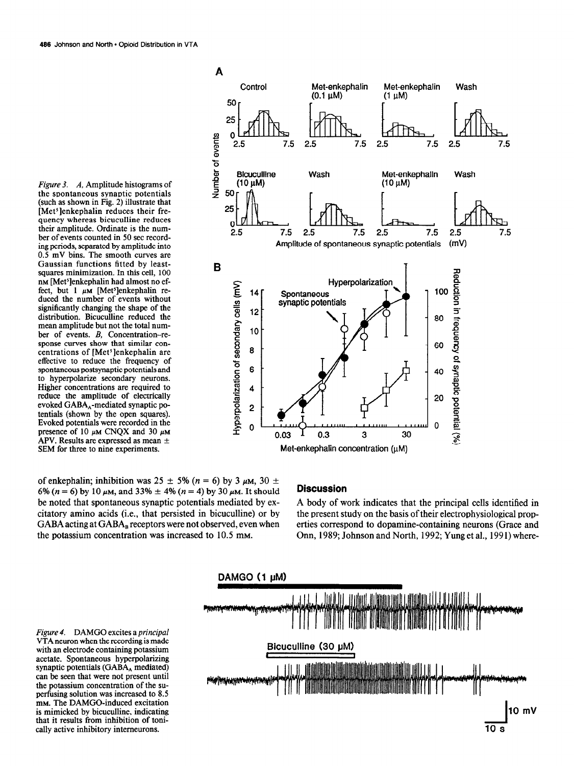A

Control

Met-enkephalin (0.1 μM)

Met-enkephalin (1 μM)

Wash

50

25

0

2.5 7.5 2.5 7.5 2.5 7.5 2.5 7.5

Number of events

Bicuculline (10 μM)

Wash

Met-enkephalin (10 μM)

Wash

50

25

0

2.5 7.5 2.5 7.5 2.5 7.5 2.5 7.5

Amplitude of spontaneous synaptic potentials (mV)

B

Hyperpolarization

Spontaneous synaptic potentials

Hyperpolarization of secondary cells (mV)

14

12

10

8

6

4

2

0

100

80

60

40

20

0

Reduction in frequency of synaptic potential (%)

0.03 0.3 3 30

Met-enkephalin concentration (μM)

*Figure 3.* *A*, Amplitude histograms of the spontaneous synaptic potentials (such as shown in Fig. 2) illustrate that [Met[5]]enkephalin reduces their frequency whereas bicuculline reduces their amplitude. Ordinate is the number of events counted in 50 sec recording periods, separated by amplitude into 0.5 mV bins. The smooth curves are Gaussian functions fitted by least-squares minimization. In this cell, 100 nM [Met[5]]enkephalin had almost no effect, but 1 μM [Met[5]]enkephalin reduced the number of events without significantly changing the shape of the distribution. Bicuculline reduced the mean amplitude but not the total number of events. *B*, Concentration–response curves show that similar concentrations of [Met[5]]enkephalin are effective to reduce the frequency of spontaneous postsynaptic potentials and to hyperpolarize secondary neurons. Higher concentrations are required to reduce the amplitude of electrically evoked $GABA_A$-mediated synaptic potentials (shown by the open squares). Evoked potentials were recorded in the presence of 10 μM CNQX and 30 μM APV. Results are expressed as mean ± SEM for three to nine experiments.

of enkephalin; inhibition was 25 ± 5% ($n$ = 6) by 3 μM, 30 ± 6% ($n$ = 6) by 10 μM, and 33% ± 4% ($n$ = 4) by 30 μM. It should be noted that spontaneous synaptic potentials mediated by excitatory amino acids (i.e., that persisted in bicuculline) or by GABA acting at $GABA_B$ receptors were not observed, even when the potassium concentration was increased to 10.5 mM.

## Discussion

A body of work indicates that the principal cells identified in the present study on the basis of their electrophysiological properties correspond to dopamine-containing neurons (Grace and Onn, 1989; Johnson and North, 1992; Yung et al., 1991) where-

DAMGO (1 μM)

Bicuculline (30 μM)

10 mV

10 s

*Figure 4.* DAMGO excites a *principal* VTA neuron when the recording is made with an electrode containing potassium acetate. Spontaneous hyperpolarizing synaptic potentials ($GABA_A$ mediated) can be seen that were not present until the potassium concentration of the superfusing solution was increased to 8.5 mM. The DAMGO-induced excitation is mimicked by bicuculline, indicating that it results from inhibition of tonically active inhibitory interneurons.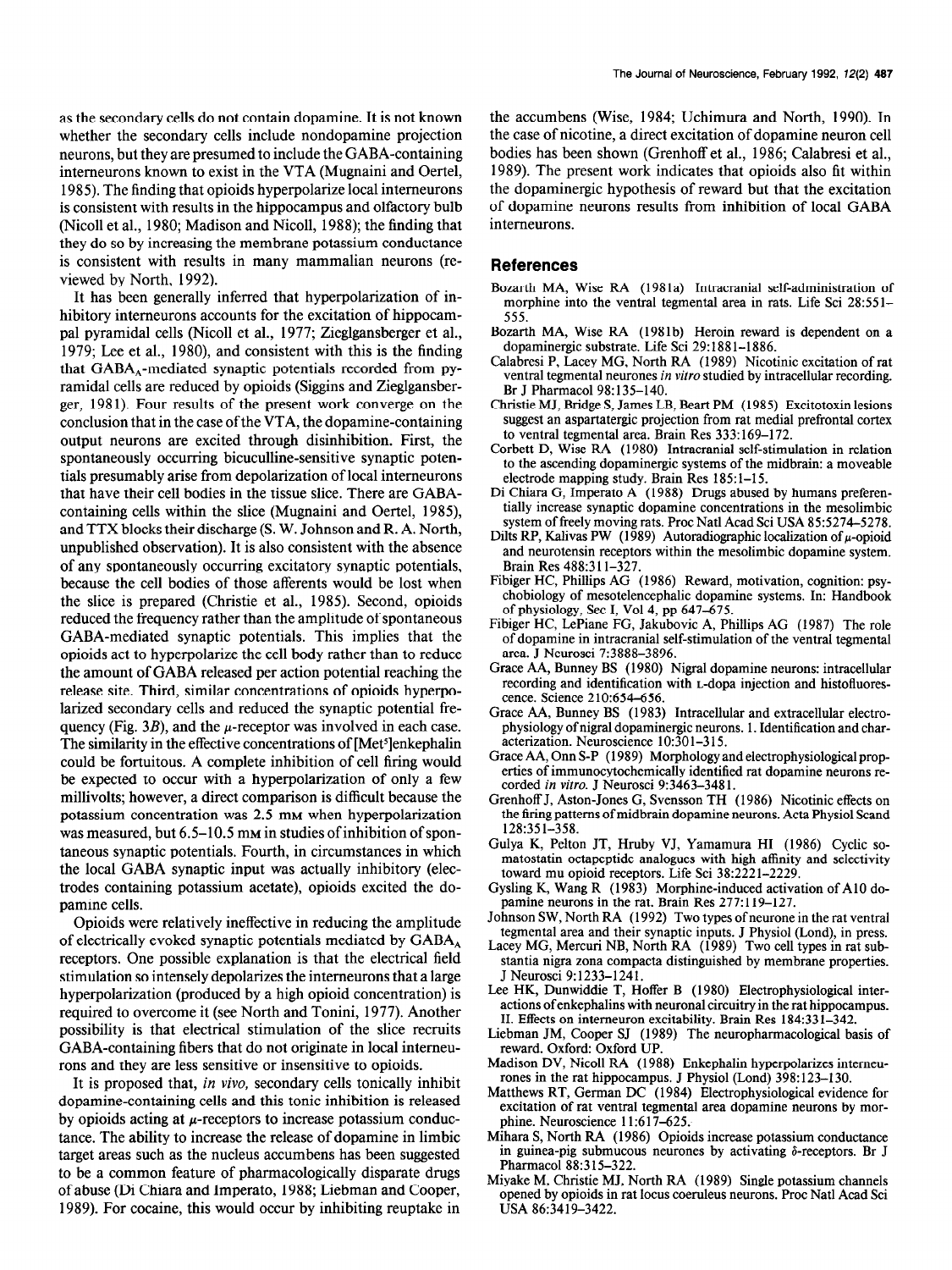as the secondary cells do not contain dopamine. It is not known whether the secondary cells include nondopamine projection neurons, but they are presumed to include the GABA-containing interneurons known to exist in the VTA (Mugnaini and Oertel, 1985). The finding that opioids hyperpolarize local interneurons is consistent with results in the hippocampus and olfactory bulb (Nicoll et al., 1980; Madison and Nicoll, 1988); the finding that they do so by increasing the membrane potassium conductance is consistent with results in many mammalian neurons (reviewed by North, 1992).

It has been generally inferred that hyperpolarization of inhibitory interneurons accounts for the excitation of hippocampal pyramidal cells (Nicoll et al., 1977; Zieglgansberger et al., 1979; Lee et al., 1980), and consistent with this is the finding that $GABA_A$-mediated synaptic potentials recorded from pyramidal cells are reduced by opioids (Siggins and Zieglgansberger, 1981). Four results of the present work converge on the conclusion that in the case of the VTA, the dopamine-containing output neurons are excited through disinhibition. First, the spontaneously occurring bicuculline-sensitive synaptic potentials presumably arise from depolarization of local interneurons that have their cell bodies in the tissue slice. There are GABA-containing cells within the slice (Mugnaini and Oertel, 1985), and TTX blocks their discharge (S. W. Johnson and R. A. North, unpublished observation). It is also consistent with the absence of any spontaneously occurring excitatory synaptic potentials, because the cell bodies of those afferents would be lost when the slice is prepared (Christie et al., 1985). Second, opioids reduced the frequency rather than the amplitude of spontaneous GABA-mediated synaptic potentials. This implies that the opioids act to hyperpolarize the cell body rather than to reduce the amount of GABA released per action potential reaching the release site. Third, similar concentrations of opioids hyperpolarized secondary cells and reduced the synaptic potential frequency (Fig. 3B), and the $\mu$-receptor was involved in each case. The similarity in the effective concentrations of [Met$^5$]enkephalin could be fortuitous. A complete inhibition of cell firing would be expected to occur with a hyperpolarization of only a few millivolts; however, a direct comparison is difficult because the potassium concentration was 2.5 mM when hyperpolarization was measured, but 6.5–10.5 mM in studies of inhibition of spontaneous synaptic potentials. Fourth, in circumstances in which the local GABA synaptic input was actually inhibitory (electrodes containing potassium acetate), opioids excited the dopamine cells.

Opioids were relatively ineffective in reducing the amplitude of electrically evoked synaptic potentials mediated by $GABA_A$ receptors. One possible explanation is that the electrical field stimulation so intensely depolarizes the interneurons that a large hyperpolarization (produced by a high opioid concentration) is required to overcome it (see North and Tonini, 1977). Another possibility is that electrical stimulation of the slice recruits GABA-containing fibers that do not originate in local interneurons and they are less sensitive or insensitive to opioids.

It is proposed that, *in vivo*, secondary cells tonically inhibit dopamine-containing cells and this tonic inhibition is released by opioids acting at $\mu$-receptors to increase potassium conductance. The ability to increase the release of dopamine in limbic target areas such as the nucleus accumbens has been suggested to be a common feature of pharmacologically disparate drugs of abuse (Di Chiara and Imperato, 1988; Liebman and Cooper, 1989). For cocaine, this would occur by inhibiting reuptake in the accumbens (Wise, 1984; Uchimura and North, 1990). In the case of nicotine, a direct excitation of dopamine neuron cell bodies has been shown (Grenhoff et al., 1986; Calabresi et al., 1989). The present work indicates that opioids also fit within the dopaminergic hypothesis of reward but that the excitation of dopamine neurons results from inhibition of local GABA interneurons.

## References

Bozarth MA, Wise RA (1981a) Intracranial self-administration of morphine into the ventral tegmental area in rats. Life Sci 28:551–555.

Bozarth MA, Wise RA (1981b) Heroin reward is dependent on a dopaminergic substrate. Life Sci 29:1881–1886.

Calabresi P, Lacey MG, North RA (1989) Nicotinic excitation of rat ventral tegmental neurones *in vitro* studied by intracellular recording. Br J Pharmacol 98:135–140.

Christie MJ, Bridge S, James LB, Beart PM (1985) Excitotoxin lesions suggest an aspartatergic projection from rat medial prefrontal cortex to ventral tegmental area. Brain Res 333:169–172.

Corbett D, Wise RA (1980) Intracranial self-stimulation in relation to the ascending dopaminergic systems of the midbrain: a moveable electrode mapping study. Brain Res 185:1–15.

Di Chiara G, Imperato A (1988) Drugs abused by humans preferentially increase synaptic dopamine concentrations in the mesolimbic system of freely moving rats. Proc Natl Acad Sci USA 85:5274–5278.

Dilts RP, Kalivas PW (1989) Autoradiographic localization of $\mu$-opioid and neurotensin receptors within the mesolimbic dopamine system. Brain Res 488:311–327.

Fibiger HC, Phillips AG (1986) Reward, motivation, cognition: psychobiology of mesotelencephalic dopamine systems. In: Handbook of physiology, Sec I, Vol 4, pp 647–675.

Fibiger HC, LePiane FG, Jakubovic A, Phillips AG (1987) The role of dopamine in intracranial self-stimulation of the ventral tegmental area. J Neurosci 7:3888–3896.

Grace AA, Bunney BS (1980) Nigral dopamine neurons: intracellular recording and identification with L-dopa injection and histofluorescence. Science 210:654–656.

Grace AA, Bunney BS (1983) Intracellular and extracellular electrophysiology of nigral dopaminergic neurons. 1. Identification and characterization. Neuroscience 10:301–315.

Grace AA, Onn S-P (1989) Morphology and electrophysiological properties of immunocytochemically identified rat dopamine neurons recorded *in vitro*. J Neurosci 9:3463–3481.

Grenhoff J, Aston-Jones G, Svensson TH (1986) Nicotinic effects on the firing patterns of midbrain dopamine neurons. Acta Physiol Scand 128:351–358.

Gulya K, Pelton JT, Hruby VJ, Yamamura HI (1986) Cyclic somatostatin octapeptide analogues with high affinity and selectivity toward mu opioid receptors. Life Sci 38:2221–2229.

Gysling K, Wang R (1983) Morphine-induced activation of A10 dopamine neurons in the rat. Brain Res 277:119–127.

Johnson SW, North RA (1992) Two types of neurone in the rat ventral tegmental area and their synaptic inputs. J Physiol (Lond), in press.

Lacey MG, Mercuri NB, North RA (1989) Two cell types in rat substantia nigra zona compacta distinguished by membrane properties. J Neurosci 9:1233–1241.

Lee HK, Dunwiddie T, Hoffer B (1980) Electrophysiological interactions of enkephalins with neuronal circuitry in the rat hippocampus. II. Effects on interneuron excitability. Brain Res 184:331–342.

Liebman JM, Cooper SJ (1989) The neuropharmacological basis of reward. Oxford: Oxford UP.

Madison DV, Nicoll RA (1988) Enkephalin hyperpolarizes interneurones in the rat hippocampus. J Physiol (Lond) 398:123–130.

Matthews RT, German DC (1984) Electrophysiological evidence for excitation of rat ventral tegmental area dopamine neurons by morphine. Neuroscience 11:617–625.

Mihara S, North RA (1986) Opioids increase potassium conductance in guinea-pig submucous neurones by activating $\delta$-receptors. Br J Pharmacol 88:315–322.

Miyake M, Christie MJ, North RA (1989) Single potassium channels opened by opioids in rat locus coeruleus neurons. Proc Natl Acad Sci USA 86:3419–3422.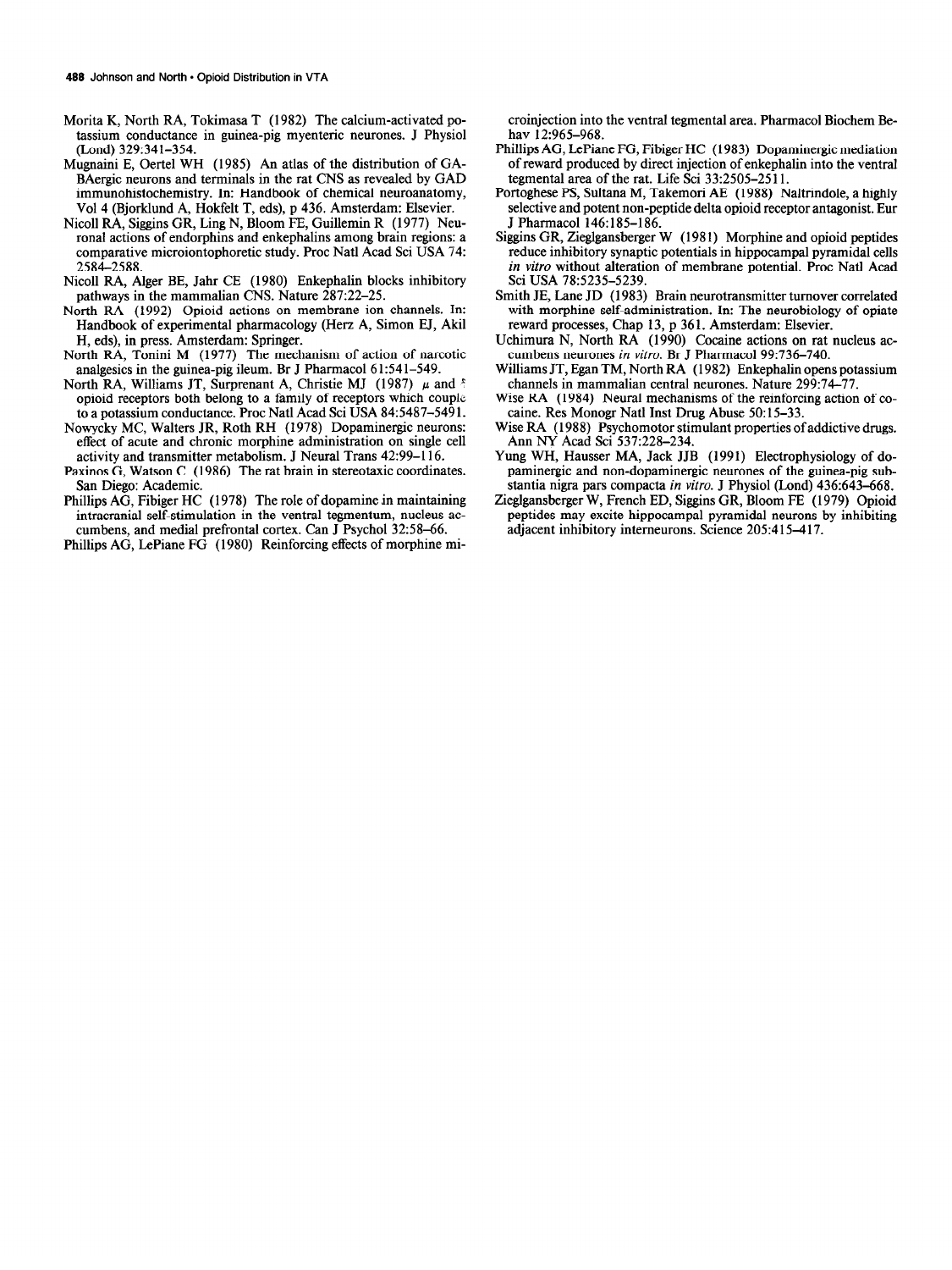Morita K, North RA, Tokimasa T (1982) The calcium-activated potassium conductance in guinea-pig myenteric neurones. J Physiol (Lond) 329:341–354.

Mugnaini E, Oertel WH (1985) An atlas of the distribution of GABAergic neurons and terminals in the rat CNS as revealed by GAD immunohistochemistry. In: Handbook of chemical neuroanatomy, Vol 4 (Bjorklund A, Hokfelt T, eds), p 436. Amsterdam: Elsevier.

Nicoll RA, Siggins GR, Ling N, Bloom FE, Guillemin R (1977) Neuronal actions of endorphins and enkephalins among brain regions: a comparative microiontophoretic study. Proc Natl Acad Sci USA 74: 2584–2588.

Nicoll RA, Alger BE, Jahr CE (1980) Enkephalin blocks inhibitory pathways in the mammalian CNS. Nature 287:22–25.

North RA (1992) Opioid actions on membrane ion channels. In: Handbook of experimental pharmacology (Herz A, Simon EJ, Akil H, eds), in press. Amsterdam: Springer.

North RA, Tonini M (1977) The mechanism of action of narcotic analgesics in the guinea-pig ileum. Br J Pharmacol 61:541–549.

North RA, Williams JT, Surprenant A, Christie MJ (1987) $\mu$ and $\delta$ opioid receptors both belong to a family of receptors which couple to a potassium conductance. Proc Natl Acad Sci USA 84:5487–5491.

Nowycky MC, Walters JR, Roth RH (1978) Dopaminergic neurons: effect of acute and chronic morphine administration on single cell activity and transmitter metabolism. J Neural Trans 42:99–116.

Paxinos G, Watson C (1986) The rat brain in stereotaxic coordinates. San Diego: Academic.

Phillips AG, Fibiger HC (1978) The role of dopamine in maintaining intracranial self-stimulation in the ventral tegmentum, nucleus accumbens, and medial prefrontal cortex. Can J Psychol 32:58–66.

Phillips AG, LePiane FG (1980) Reinforcing effects of morphine microinjection into the ventral tegmental area. Pharmacol Biochem Behav 12:965–968.

Phillips AG, LePiane FG, Fibiger HC (1983) Dopaminergic mediation of reward produced by direct injection of enkephalin into the ventral tegmental area of the rat. Life Sci 33:2505–2511.

Portoghese PS, Sultana M, Takemori AE (1988) Naltrindole, a highly selective and potent non-peptide delta opioid receptor antagonist. Eur J Pharmacol 146:185–186.

Siggins GR, Zieglgansberger W (1981) Morphine and opioid peptides reduce inhibitory synaptic potentials in hippocampal pyramidal cells *in vitro* without alteration of membrane potential. Proc Natl Acad Sci USA 78:5235–5239.

Smith JE, Lane JD (1983) Brain neurotransmitter turnover correlated with morphine self-administration. In: The neurobiology of opiate reward processes, Chap 13, p 361. Amsterdam: Elsevier.

Uchimura N, North RA (1990) Cocaine actions on rat nucleus accumbens neurones *in vitro*. Br J Pharmacol 99:736–740.

Williams JT, Egan TM, North RA (1982) Enkephalin opens potassium channels in mammalian central neurones. Nature 299:74–77.

Wise RA (1984) Neural mechanisms of the reinforcing action of cocaine. Res Monogr Natl Inst Drug Abuse 50:15–33.

Wise RA (1988) Psychomotor stimulant properties of addictive drugs. Ann NY Acad Sci 537:228–234.

Yung WH, Hausser MA, Jack JJB (1991) Electrophysiology of dopaminergic and non-dopaminergic neurones of the guinea-pig substantia nigra pars compacta *in vitro*. J Physiol (Lond) 436:643–668.

Zieglgansberger W, French ED, Siggins GR, Bloom FE (1979) Opioid peptides may excite hippocampal pyramidal neurons by inhibiting adjacent inhibitory interneurons. Science 205:415–417.